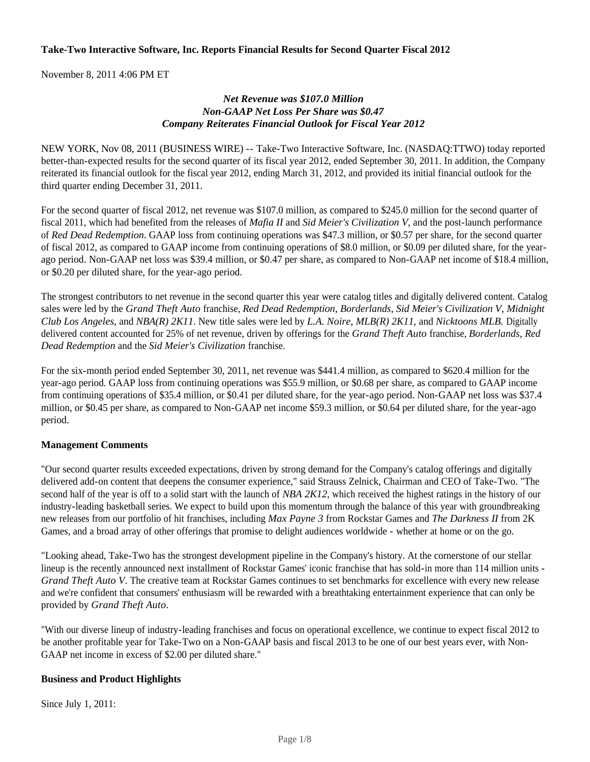**Take-Two Interactive Software, Inc. Reports Financial Results for Second Quarter Fiscal 2012**

November 8, 2011 4:06 PM ET

***Net Revenue was $107.0 Million***
***Non-GAAP Net Loss Per Share was $0.47***
***Company Reiterates Financial Outlook for Fiscal Year 2012***

NEW YORK, Nov 08, 2011 (BUSINESS WIRE) -- Take-Two Interactive Software, Inc. (NASDAQ:TTWO) today reported better-than-expected results for the second quarter of its fiscal year 2012, ended September 30, 2011. In addition, the Company reiterated its financial outlook for the fiscal year 2012, ending March 31, 2012, and provided its initial financial outlook for the third quarter ending December 31, 2011.

For the second quarter of fiscal 2012, net revenue was $107.0 million, as compared to $245.0 million for the second quarter of fiscal 2011, which had benefited from the releases of *Mafia II* and *Sid Meier's Civilization V*, and the post-launch performance of *Red Dead Redemption*. GAAP loss from continuing operations was $47.3 million, or $0.57 per share, for the second quarter of fiscal 2012, as compared to GAAP income from continuing operations of $8.0 million, or $0.09 per diluted share, for the year-ago period. Non-GAAP net loss was $39.4 million, or $0.47 per share, as compared to Non-GAAP net income of $18.4 million, or $0.20 per diluted share, for the year-ago period.

The strongest contributors to net revenue in the second quarter this year were catalog titles and digitally delivered content. Catalog sales were led by the *Grand Theft Auto* franchise, *Red Dead Redemption*, *Borderlands*, *Sid Meier's Civilization V*, *Midnight Club Los Angeles*, and *NBA(R) 2K11*. New title sales were led by *L.A. Noire*, *MLB(R) 2K11*, and *Nicktoons MLB*. Digitally delivered content accounted for 25% of net revenue, driven by offerings for the *Grand Theft Auto* franchise, *Borderlands*, *Red Dead Redemption* and the *Sid Meier's Civilization* franchise.

For the six-month period ended September 30, 2011, net revenue was $441.4 million, as compared to $620.4 million for the year-ago period. GAAP loss from continuing operations was $55.9 million, or $0.68 per share, as compared to GAAP income from continuing operations of $35.4 million, or $0.41 per diluted share, for the year-ago period. Non-GAAP net loss was $37.4 million, or $0.45 per share, as compared to Non-GAAP net income $59.3 million, or $0.64 per diluted share, for the year-ago period.

**Management Comments**

"Our second quarter results exceeded expectations, driven by strong demand for the Company's catalog offerings and digitally delivered add-on content that deepens the consumer experience," said Strauss Zelnick, Chairman and CEO of Take-Two. "The second half of the year is off to a solid start with the launch of *NBA 2K12*, which received the highest ratings in the history of our industry-leading basketball series. We expect to build upon this momentum through the balance of this year with groundbreaking new releases from our portfolio of hit franchises, including *Max Payne 3* from Rockstar Games and *The Darkness II* from 2K Games, and a broad array of other offerings that promise to delight audiences worldwide - whether at home or on the go.

"Looking ahead, Take-Two has the strongest development pipeline in the Company's history. At the cornerstone of our stellar lineup is the recently announced next installment of Rockstar Games' iconic franchise that has sold-in more than 114 million units - *Grand Theft Auto V*. The creative team at Rockstar Games continues to set benchmarks for excellence with every new release and we're confident that consumers' enthusiasm will be rewarded with a breathtaking entertainment experience that can only be provided by *Grand Theft Auto*.

"With our diverse lineup of industry-leading franchises and focus on operational excellence, we continue to expect fiscal 2012 to be another profitable year for Take-Two on a Non-GAAP basis and fiscal 2013 to be one of our best years ever, with Non-GAAP net income in excess of $2.00 per diluted share."

**Business and Product Highlights**

Since July 1, 2011: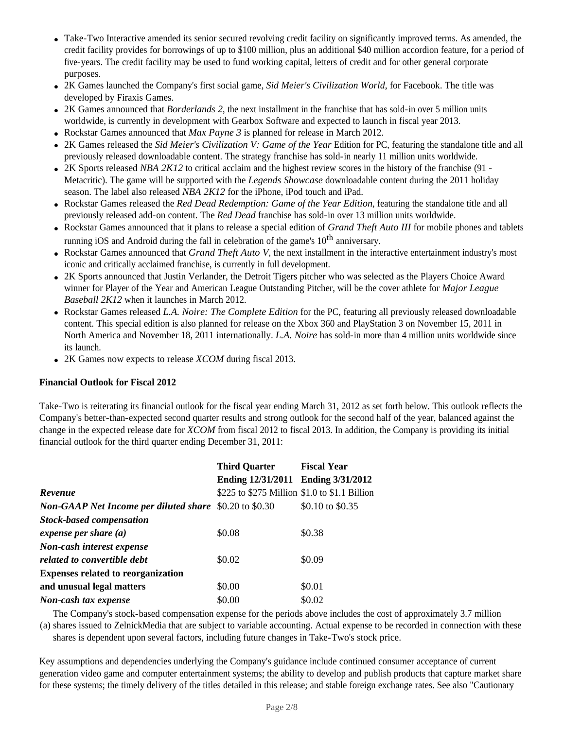- Take-Two Interactive amended its senior secured revolving credit facility on significantly improved terms. As amended, the credit facility provides for borrowings of up to $100 million, plus an additional $40 million accordion feature, for a period of five-years. The credit facility may be used to fund working capital, letters of credit and for other general corporate purposes.
- 2K Games launched the Company's first social game, *Sid Meier's Civilization World*, for Facebook. The title was developed by Firaxis Games.
- 2K Games announced that *Borderlands 2*, the next installment in the franchise that has sold-in over 5 million units worldwide, is currently in development with Gearbox Software and expected to launch in fiscal year 2013.
- Rockstar Games announced that *Max Payne 3* is planned for release in March 2012.
- 2K Games released the *Sid Meier's Civilization V: Game of the Year* Edition for PC, featuring the standalone title and all previously released downloadable content. The strategy franchise has sold-in nearly 11 million units worldwide.
- 2K Sports released *NBA 2K12* to critical acclaim and the highest review scores in the history of the franchise (91 - Metacritic). The game will be supported with the *Legends Showcase* downloadable content during the 2011 holiday season. The label also released *NBA 2K12* for the iPhone, iPod touch and iPad.
- Rockstar Games released the *Red Dead Redemption: Game of the Year Edition*, featuring the standalone title and all previously released add-on content. The *Red Dead* franchise has sold-in over 13 million units worldwide.
- Rockstar Games announced that it plans to release a special edition of *Grand Theft Auto III* for mobile phones and tablets running iOS and Android during the fall in celebration of the game's 10th anniversary.
- Rockstar Games announced that *Grand Theft Auto V*, the next installment in the interactive entertainment industry's most iconic and critically acclaimed franchise, is currently in full development.
- 2K Sports announced that Justin Verlander, the Detroit Tigers pitcher who was selected as the Players Choice Award winner for Player of the Year and American League Outstanding Pitcher, will be the cover athlete for *Major League Baseball 2K12* when it launches in March 2012.
- Rockstar Games released *L.A. Noire: The Complete Edition* for the PC, featuring all previously released downloadable content. This special edition is also planned for release on the Xbox 360 and PlayStation 3 on November 15, 2011 in North America and November 18, 2011 internationally. *L.A. Noire* has sold-in more than 4 million units worldwide since its launch.
- 2K Games now expects to release *XCOM* during fiscal 2013.

**Financial Outlook for Fiscal 2012**

Take-Two is reiterating its financial outlook for the fiscal year ending March 31, 2012 as set forth below. This outlook reflects the Company's better-than-expected second quarter results and strong outlook for the second half of the year, balanced against the change in the expected release date for *XCOM* from fiscal 2012 to fiscal 2013. In addition, the Company is providing its initial financial outlook for the third quarter ending December 31, 2011:

| | **Third Quarter Ending 12/31/2011** | **Fiscal Year Ending 3/31/2012** |
|---|---|---|
| ***Revenue*** | $225 to $275 Million | $1.0 to $1.1 Billion |
| ***Non-GAAP Net Income per diluted share*** | $0.20 to $0.30 | $0.10 to $0.35 |
| ***Stock-based compensation expense per share (a)*** | $0.08 | $0.38 |
| ***Non-cash interest expense related to convertible debt*** | $0.02 | $0.09 |
| **Expenses related to reorganization and unusual legal matters** | $0.00 | $0.01 |
| ***Non-cash tax expense*** | $0.00 | $0.02 |

(a) The Company's stock-based compensation expense for the periods above includes the cost of approximately 3.7 million shares issued to ZelnickMedia that are subject to variable accounting. Actual expense to be recorded in connection with these shares is dependent upon several factors, including future changes in Take-Two's stock price.

Key assumptions and dependencies underlying the Company's guidance include continued consumer acceptance of current generation video game and computer entertainment systems; the ability to develop and publish products that capture market share for these systems; the timely delivery of the titles detailed in this release; and stable foreign exchange rates. See also "Cautionary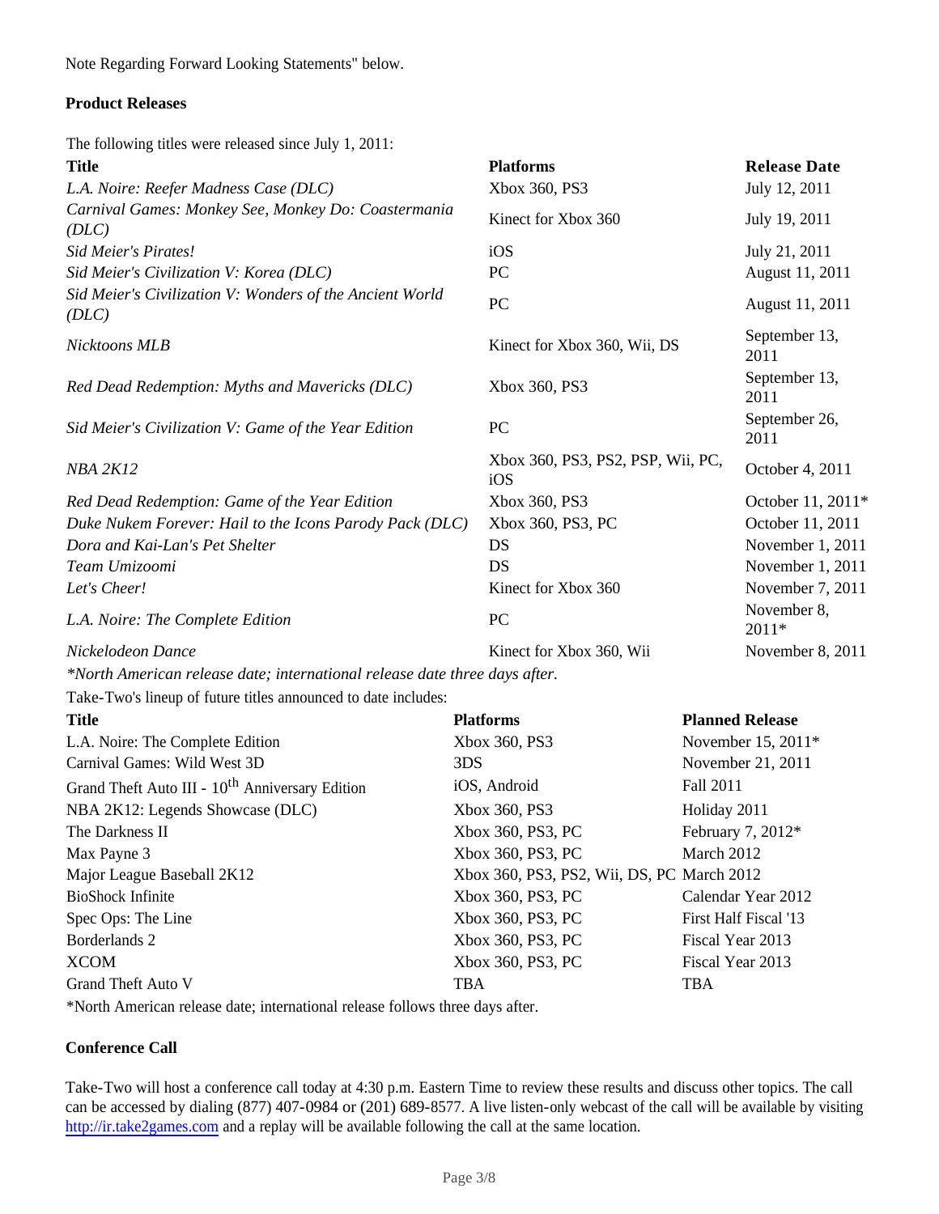Note Regarding Forward Looking Statements" below.

**Product Releases**

The following titles were released since July 1, 2011:

| Title | Platforms | Release Date |
|---|---|---|
| *L.A. Noire: Reefer Madness Case (DLC)* | Xbox 360, PS3 | July 12, 2011 |
| *Carnival Games: Monkey See, Monkey Do: Coastermania (DLC)* | Kinect for Xbox 360 | July 19, 2011 |
| *Sid Meier's Pirates!* | iOS | July 21, 2011 |
| *Sid Meier's Civilization V: Korea (DLC)* | PC | August 11, 2011 |
| *Sid Meier's Civilization V: Wonders of the Ancient World (DLC)* | PC | August 11, 2011 |
| *Nicktoons MLB* | Kinect for Xbox 360, Wii, DS | September 13, 2011 |
| *Red Dead Redemption: Myths and Mavericks (DLC)* | Xbox 360, PS3 | September 13, 2011 |
| *Sid Meier's Civilization V: Game of the Year Edition* | PC | September 26, 2011 |
| *NBA 2K12* | Xbox 360, PS3, PS2, PSP, Wii, PC, iOS | October 4, 2011 |
| *Red Dead Redemption: Game of the Year Edition* | Xbox 360, PS3 | October 11, 2011* |
| *Duke Nukem Forever: Hail to the Icons Parody Pack (DLC)* | Xbox 360, PS3, PC | October 11, 2011 |
| *Dora and Kai-Lan's Pet Shelter* | DS | November 1, 2011 |
| *Team Umizoomi* | DS | November 1, 2011 |
| *Let's Cheer!* | Kinect for Xbox 360 | November 7, 2011 |
| *L.A. Noire: The Complete Edition* | PC | November 8, 2011* |
| *Nickelodeon Dance* | Kinect for Xbox 360, Wii | November 8, 2011 |

*\*North American release date; international release date three days after.*

Take-Two's lineup of future titles announced to date includes:

| Title | Platforms | Planned Release |
|---|---|---|
| L.A. Noire: The Complete Edition | Xbox 360, PS3 | November 15, 2011* |
| Carnival Games: Wild West 3D | 3DS | November 21, 2011 |
| Grand Theft Auto III - 10th Anniversary Edition | iOS, Android | Fall 2011 |
| NBA 2K12: Legends Showcase (DLC) | Xbox 360, PS3 | Holiday 2011 |
| The Darkness II | Xbox 360, PS3, PC | February 7, 2012* |
| Max Payne 3 | Xbox 360, PS3, PC | March 2012 |
| Major League Baseball 2K12 | Xbox 360, PS3, PS2, Wii, DS, PC | March 2012 |
| BioShock Infinite | Xbox 360, PS3, PC | Calendar Year 2012 |
| Spec Ops: The Line | Xbox 360, PS3, PC | First Half Fiscal '13 |
| Borderlands 2 | Xbox 360, PS3, PC | Fiscal Year 2013 |
| XCOM | Xbox 360, PS3, PC | Fiscal Year 2013 |
| Grand Theft Auto V | TBA | TBA |

*North American release date; international release follows three days after.

**Conference Call**

Take-Two will host a conference call today at 4:30 p.m. Eastern Time to review these results and discuss other topics. The call can be accessed by dialing (877) 407-0984 or (201) 689-8577. A live listen-only webcast of the call will be available by visiting http://ir.take2games.com and a replay will be available following the call at the same location.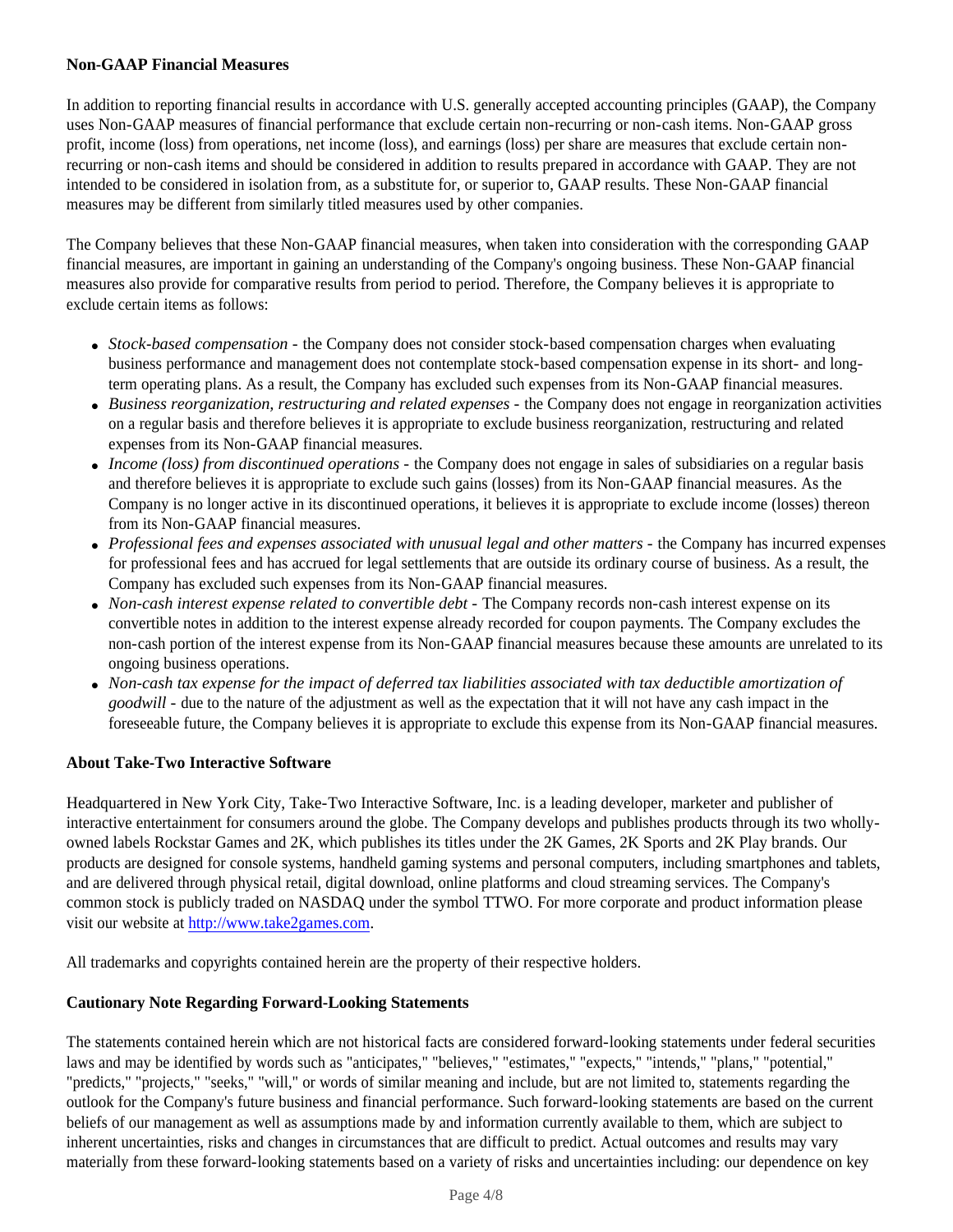**Non-GAAP Financial Measures**

In addition to reporting financial results in accordance with U.S. generally accepted accounting principles (GAAP), the Company uses Non-GAAP measures of financial performance that exclude certain non-recurring or non-cash items. Non-GAAP gross profit, income (loss) from operations, net income (loss), and earnings (loss) per share are measures that exclude certain non-recurring or non-cash items and should be considered in addition to results prepared in accordance with GAAP. They are not intended to be considered in isolation from, as a substitute for, or superior to, GAAP results. These Non-GAAP financial measures may be different from similarly titled measures used by other companies.

The Company believes that these Non-GAAP financial measures, when taken into consideration with the corresponding GAAP financial measures, are important in gaining an understanding of the Company's ongoing business. These Non-GAAP financial measures also provide for comparative results from period to period. Therefore, the Company believes it is appropriate to exclude certain items as follows:

- *Stock-based compensation* - the Company does not consider stock-based compensation charges when evaluating business performance and management does not contemplate stock-based compensation expense in its short- and long-term operating plans. As a result, the Company has excluded such expenses from its Non-GAAP financial measures.
- *Business reorganization, restructuring and related expenses* - the Company does not engage in reorganization activities on a regular basis and therefore believes it is appropriate to exclude business reorganization, restructuring and related expenses from its Non-GAAP financial measures.
- *Income (loss) from discontinued operations* - the Company does not engage in sales of subsidiaries on a regular basis and therefore believes it is appropriate to exclude such gains (losses) from its Non-GAAP financial measures. As the Company is no longer active in its discontinued operations, it believes it is appropriate to exclude income (losses) thereon from its Non-GAAP financial measures.
- *Professional fees and expenses associated with unusual legal and other matters* - the Company has incurred expenses for professional fees and has accrued for legal settlements that are outside its ordinary course of business. As a result, the Company has excluded such expenses from its Non-GAAP financial measures.
- *Non-cash interest expense related to convertible debt* - The Company records non-cash interest expense on its convertible notes in addition to the interest expense already recorded for coupon payments. The Company excludes the non-cash portion of the interest expense from its Non-GAAP financial measures because these amounts are unrelated to its ongoing business operations.
- *Non-cash tax expense for the impact of deferred tax liabilities associated with tax deductible amortization of goodwill* - due to the nature of the adjustment as well as the expectation that it will not have any cash impact in the foreseeable future, the Company believes it is appropriate to exclude this expense from its Non-GAAP financial measures.

**About Take-Two Interactive Software**

Headquartered in New York City, Take-Two Interactive Software, Inc. is a leading developer, marketer and publisher of interactive entertainment for consumers around the globe. The Company develops and publishes products through its two wholly-owned labels Rockstar Games and 2K, which publishes its titles under the 2K Games, 2K Sports and 2K Play brands. Our products are designed for console systems, handheld gaming systems and personal computers, including smartphones and tablets, and are delivered through physical retail, digital download, online platforms and cloud streaming services. The Company's common stock is publicly traded on NASDAQ under the symbol TTWO. For more corporate and product information please visit our website at http://www.take2games.com.

All trademarks and copyrights contained herein are the property of their respective holders.

**Cautionary Note Regarding Forward-Looking Statements**

The statements contained herein which are not historical facts are considered forward-looking statements under federal securities laws and may be identified by words such as "anticipates," "believes," "estimates," "expects," "intends," "plans," "potential," "predicts," "projects," "seeks," "will," or words of similar meaning and include, but are not limited to, statements regarding the outlook for the Company's future business and financial performance. Such forward-looking statements are based on the current beliefs of our management as well as assumptions made by and information currently available to them, which are subject to inherent uncertainties, risks and changes in circumstances that are difficult to predict. Actual outcomes and results may vary materially from these forward-looking statements based on a variety of risks and uncertainties including: our dependence on key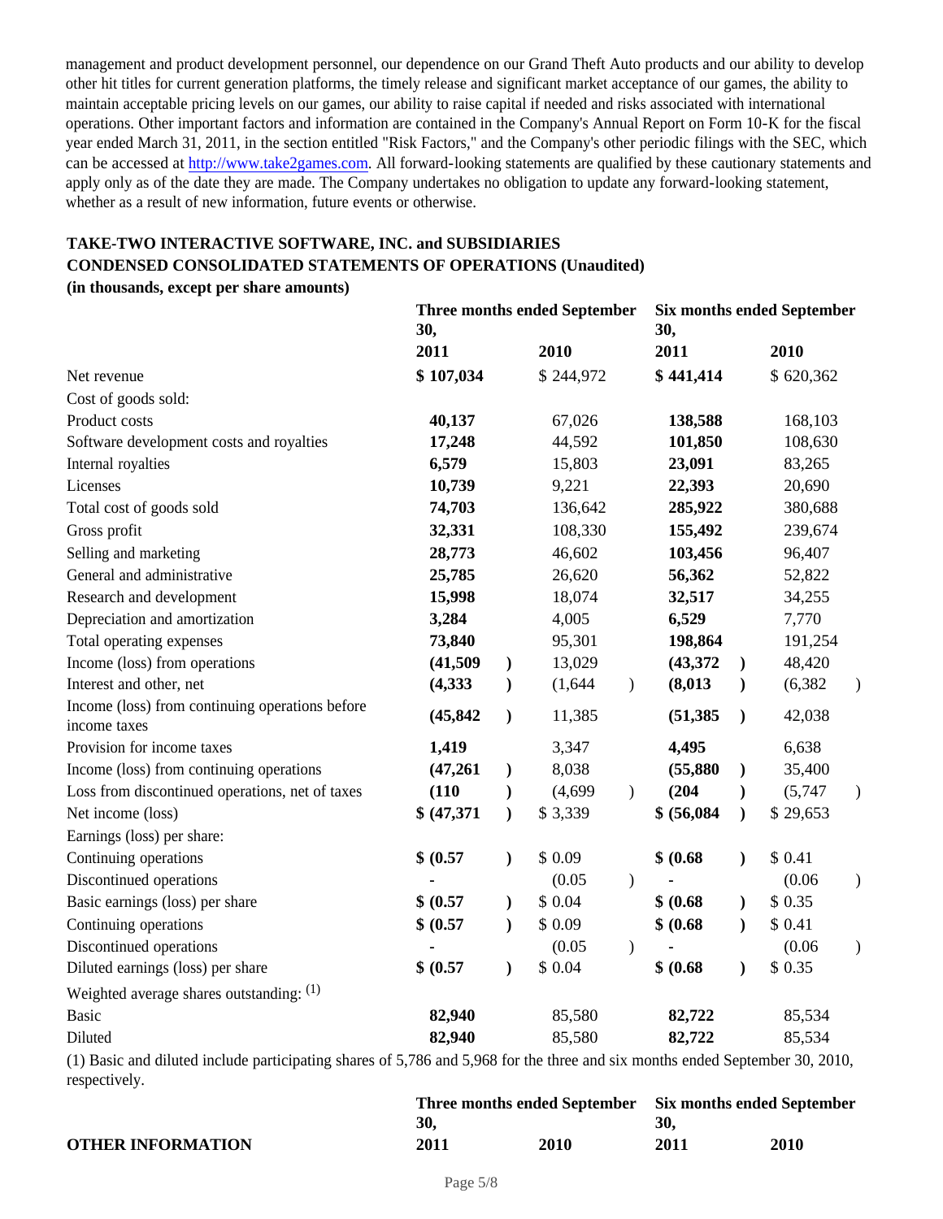management and product development personnel, our dependence on our Grand Theft Auto products and our ability to develop other hit titles for current generation platforms, the timely release and significant market acceptance of our games, the ability to maintain acceptable pricing levels on our games, our ability to raise capital if needed and risks associated with international operations. Other important factors and information are contained in the Company's Annual Report on Form 10-K for the fiscal year ended March 31, 2011, in the section entitled "Risk Factors," and the Company's other periodic filings with the SEC, which can be accessed at http://www.take2games.com. All forward-looking statements are qualified by these cautionary statements and apply only as of the date they are made. The Company undertakes no obligation to update any forward-looking statement, whether as a result of new information, future events or otherwise.

**TAKE-TWO INTERACTIVE SOFTWARE, INC. and SUBSIDIARIES**
**CONDENSED CONSOLIDATED STATEMENTS OF OPERATIONS (Unaudited)**
**(in thousands, except per share amounts)**

| | **Three months ended September 30,** | | **Six months ended September 30,** | |
|---|---|---|---|---|
| | **2011** | **2010** | **2011** | **2010** |
| Net revenue | **$ 107,034** | $ 244,972 | **$ 441,414** | $ 620,362 |
| Cost of goods sold: | | | | |
| Product costs | **40,137** | 67,026 | **138,588** | 168,103 |
| Software development costs and royalties | **17,248** | 44,592 | **101,850** | 108,630 |
| Internal royalties | **6,579** | 15,803 | **23,091** | 83,265 |
| Licenses | **10,739** | 9,221 | **22,393** | 20,690 |
| Total cost of goods sold | **74,703** | 136,642 | **285,922** | 380,688 |
| Gross profit | **32,331** | 108,330 | **155,492** | 239,674 |
| Selling and marketing | **28,773** | 46,602 | **103,456** | 96,407 |
| General and administrative | **25,785** | 26,620 | **56,362** | 52,822 |
| Research and development | **15,998** | 18,074 | **32,517** | 34,255 |
| Depreciation and amortization | **3,284** | 4,005 | **6,529** | 7,770 |
| Total operating expenses | **73,840** | 95,301 | **198,864** | 191,254 |
| Income (loss) from operations | **(41,509)** | 13,029 | **(43,372)** | 48,420 |
| Interest and other, net | **(4,333)** | (1,644) | **(8,013)** | (6,382) |
| Income (loss) from continuing operations before income taxes | **(45,842)** | 11,385 | **(51,385)** | 42,038 |
| Provision for income taxes | **1,419** | 3,347 | **4,495** | 6,638 |
| Income (loss) from continuing operations | **(47,261)** | 8,038 | **(55,880)** | 35,400 |
| Loss from discontinued operations, net of taxes | **(110)** | (4,699) | **(204)** | (5,747) |
| Net income (loss) | **$ (47,371)** | $ 3,339 | **$ (56,084)** | $ 29,653 |
| Earnings (loss) per share: | | | | |
| Continuing operations | **$ (0.57)** | $ 0.09 | **$ (0.68)** | $ 0.41 |
| Discontinued operations | **-** | (0.05) | **-** | (0.06) |
| Basic earnings (loss) per share | **$ (0.57)** | $ 0.04 | **$ (0.68)** | $ 0.35 |
| Continuing operations | **$ (0.57)** | $ 0.09 | **$ (0.68)** | $ 0.41 |
| Discontinued operations | **-** | (0.05) | **-** | (0.06) |
| Diluted earnings (loss) per share | **$ (0.57)** | $ 0.04 | **$ (0.68)** | $ 0.35 |
| Weighted average shares outstanding: (1) | | | | |
| Basic | **82,940** | 85,580 | **82,722** | 85,534 |
| Diluted | **82,940** | 85,580 | **82,722** | 85,534 |

(1) Basic and diluted include participating shares of 5,786 and 5,968 for the three and six months ended September 30, 2010, respectively.

| | **Three months ended September 30,** | | **Six months ended September 30,** | |
|---|---|---|---|---|
| **OTHER INFORMATION** | **2011** | **2010** | **2011** | **2010** |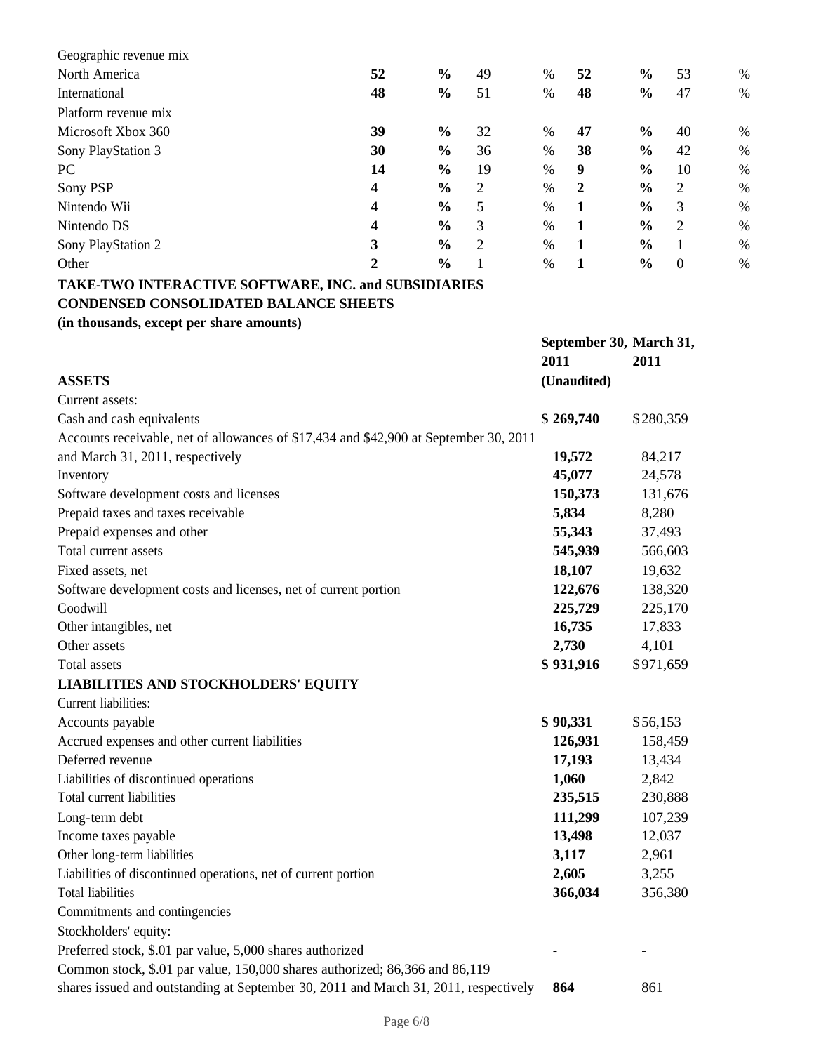| | | | | | | | | |
|---|---|---|---|---|---|---|---|---|
| Geographic revenue mix | | | | | | | | |
| North America | **52** | **%** | 49 | % | **52** | **%** | 53 | % |
| International | **48** | **%** | 51 | % | **48** | **%** | 47 | % |
| Platform revenue mix | | | | | | | | |
| Microsoft Xbox 360 | **39** | **%** | 32 | % | **47** | **%** | 40 | % |
| Sony PlayStation 3 | **30** | **%** | 36 | % | **38** | **%** | 42 | % |
| PC | **14** | **%** | 19 | % | **9** | **%** | 10 | % |
| Sony PSP | **4** | **%** | 2 | % | **2** | **%** | 2 | % |
| Nintendo Wii | **4** | **%** | 5 | % | **1** | **%** | 3 | % |
| Nintendo DS | **4** | **%** | 3 | % | **1** | **%** | 2 | % |
| Sony PlayStation 2 | **3** | **%** | 2 | % | **1** | **%** | 1 | % |
| Other | **2** | **%** | 1 | % | **1** | **%** | 0 | % |

**TAKE-TWO INTERACTIVE SOFTWARE, INC. and SUBSIDIARIES**
**CONDENSED CONSOLIDATED BALANCE SHEETS**
**(in thousands, except per share amounts)**

| | September 30, 2011 | March 31, 2011 |
|---|---|---|
| **ASSETS** | **(Unaudited)** | |
| Current assets: | | |
| Cash and cash equivalents | **$ 269,740** | $280,359 |
| Accounts receivable, net of allowances of $17,434 and $42,900 at September 30, 2011 and March 31, 2011, respectively | **19,572** | 84,217 |
| Inventory | **45,077** | 24,578 |
| Software development costs and licenses | **150,373** | 131,676 |
| Prepaid taxes and taxes receivable | **5,834** | 8,280 |
| Prepaid expenses and other | **55,343** | 37,493 |
| Total current assets | **545,939** | 566,603 |
| Fixed assets, net | **18,107** | 19,632 |
| Software development costs and licenses, net of current portion | **122,676** | 138,320 |
| Goodwill | **225,729** | 225,170 |
| Other intangibles, net | **16,735** | 17,833 |
| Other assets | **2,730** | 4,101 |
| Total assets | **$ 931,916** | $971,659 |
| **LIABILITIES AND STOCKHOLDERS' EQUITY** | | |
| Current liabilities: | | |
| Accounts payable | **$ 90,331** | $56,153 |
| Accrued expenses and other current liabilities | **126,931** | 158,459 |
| Deferred revenue | **17,193** | 13,434 |
| Liabilities of discontinued operations | **1,060** | 2,842 |
| Total current liabilities | **235,515** | 230,888 |
| Long-term debt | **111,299** | 107,239 |
| Income taxes payable | **13,498** | 12,037 |
| Other long-term liabilities | **3,117** | 2,961 |
| Liabilities of discontinued operations, net of current portion | **2,605** | 3,255 |
| Total liabilities | **366,034** | 356,380 |
| Commitments and contingencies | | |
| Stockholders' equity: | | |
| Preferred stock, $.01 par value, 5,000 shares authorized | **-** | - |
| Common stock, $.01 par value, 150,000 shares authorized; 86,366 and 86,119 shares issued and outstanding at September 30, 2011 and March 31, 2011, respectively | **864** | 861 |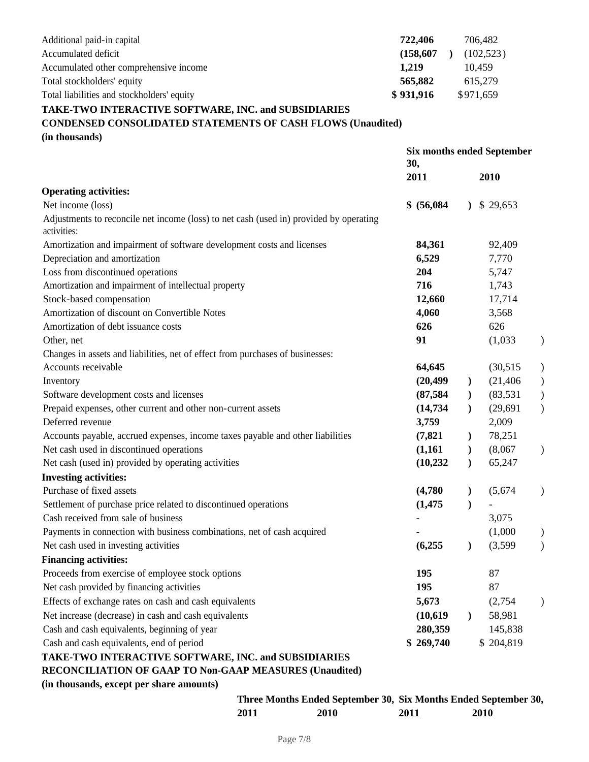| | | |
|---|---|---|
| Additional paid-in capital | **722,406** | 706,482 |
| Accumulated deficit | **(158,607)** | (102,523) |
| Accumulated other comprehensive income | **1,219** | 10,459 |
| Total stockholders' equity | **565,882** | 615,279 |
| Total liabilities and stockholders' equity | **$ 931,916** | $ 971,659 |

**TAKE-TWO INTERACTIVE SOFTWARE, INC. and SUBSIDIARIES**
**CONDENSED CONSOLIDATED STATEMENTS OF CASH FLOWS (Unaudited)**
**(in thousands)**

| | **Six months ended September 30,** | |
|---|---|---|
| | **2011** | **2010** |
| **Operating activities:** | | |
| Net income (loss) | **$ (56,084)** | $ 29,653 |
| Adjustments to reconcile net income (loss) to net cash (used in) provided by operating activities: | | |
| Amortization and impairment of software development costs and licenses | **84,361** | 92,409 |
| Depreciation and amortization | **6,529** | 7,770 |
| Loss from discontinued operations | **204** | 5,747 |
| Amortization and impairment of intellectual property | **716** | 1,743 |
| Stock-based compensation | **12,660** | 17,714 |
| Amortization of discount on Convertible Notes | **4,060** | 3,568 |
| Amortization of debt issuance costs | **626** | 626 |
| Other, net | **91** | (1,033) |
| Changes in assets and liabilities, net of effect from purchases of businesses: | | |
| Accounts receivable | **64,645** | (30,515) |
| Inventory | **(20,499)** | (21,406) |
| Software development costs and licenses | **(87,584)** | (83,531) |
| Prepaid expenses, other current and other non-current assets | **(14,734)** | (29,691) |
| Deferred revenue | **3,759** | 2,009 |
| Accounts payable, accrued expenses, income taxes payable and other liabilities | **(7,821)** | 78,251 |
| Net cash used in discontinued operations | **(1,161)** | (8,067) |
| Net cash (used in) provided by operating activities | **(10,232)** | 65,247 |
| **Investing activities:** | | |
| Purchase of fixed assets | **(4,780)** | (5,674) |
| Settlement of purchase price related to discontinued operations | **(1,475)** | - |
| Cash received from sale of business | **-** | 3,075 |
| Payments in connection with business combinations, net of cash acquired | **-** | (1,000) |
| Net cash used in investing activities | **(6,255)** | (3,599) |
| **Financing activities:** | | |
| Proceeds from exercise of employee stock options | **195** | 87 |
| Net cash provided by financing activities | **195** | 87 |
| Effects of exchange rates on cash and cash equivalents | **5,673** | (2,754) |
| Net increase (decrease) in cash and cash equivalents | **(10,619)** | 58,981 |
| Cash and cash equivalents, beginning of year | **280,359** | 145,838 |
| Cash and cash equivalents, end of period | **$ 269,740** | $ 204,819 |

**TAKE-TWO INTERACTIVE SOFTWARE, INC. and SUBSIDIARIES**
**RECONCILIATION OF GAAP TO Non-GAAP MEASURES (Unaudited)**
**(in thousands, except per share amounts)**

| | **Three Months Ended September 30,** | | **Six Months Ended September 30,** | |
|---|---|---|---|---|
| | **2011** | **2010** | **2011** | **2010** |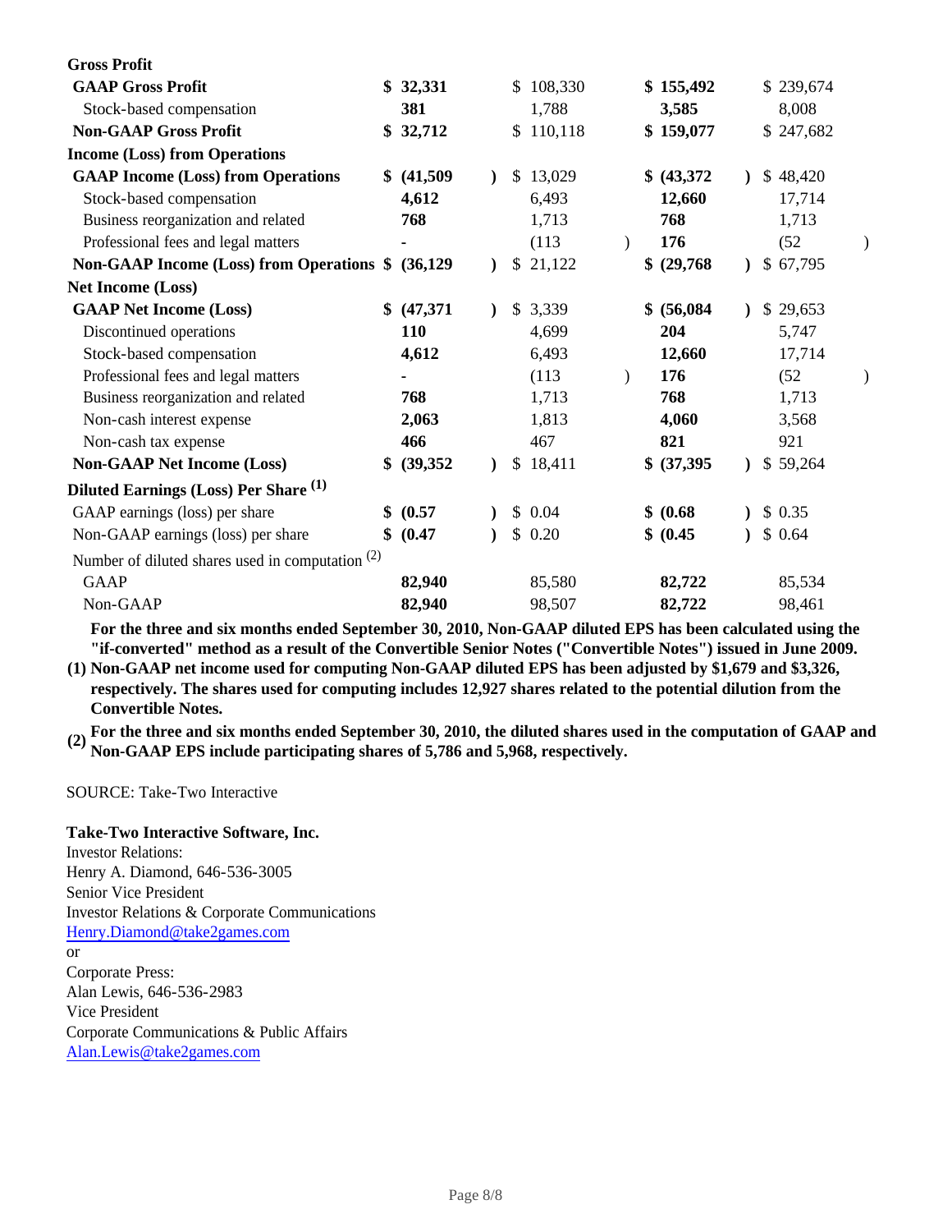| | | | | |
|---|---|---|---|---|
| **Gross Profit** | | | | |
| **GAAP Gross Profit** | **$ 32,331** | $ 108,330 | **$ 155,492** | $ 239,674 |
| Stock-based compensation | **381** | 1,788 | **3,585** | 8,008 |
| **Non-GAAP Gross Profit** | **$ 32,712** | $ 110,118 | **$ 159,077** | $ 247,682 |
| **Income (Loss) from Operations** | | | | |
| **GAAP Income (Loss) from Operations** | **$ (41,509)** | $ 13,029 | **$ (43,372)** | $ 48,420 |
| Stock-based compensation | **4,612** | 6,493 | **12,660** | 17,714 |
| Business reorganization and related | **768** | 1,713 | **768** | 1,713 |
| Professional fees and legal matters | **-** | (113) | **176** | (52) |
| **Non-GAAP Income (Loss) from Operations** | **$ (36,129)** | $ 21,122 | **$ (29,768)** | $ 67,795 |
| **Net Income (Loss)** | | | | |
| **GAAP Net Income (Loss)** | **$ (47,371)** | $ 3,339 | **$ (56,084)** | $ 29,653 |
| Discontinued operations | **110** | 4,699 | **204** | 5,747 |
| Stock-based compensation | **4,612** | 6,493 | **12,660** | 17,714 |
| Professional fees and legal matters | **-** | (113) | **176** | (52) |
| Business reorganization and related | **768** | 1,713 | **768** | 1,713 |
| Non-cash interest expense | **2,063** | 1,813 | **4,060** | 3,568 |
| Non-cash tax expense | **466** | 467 | **821** | 921 |
| **Non-GAAP Net Income (Loss)** | **$ (39,352)** | $ 18,411 | **$ (37,395)** | $ 59,264 |
| **Diluted Earnings (Loss) Per Share (1)** | | | | |
| GAAP earnings (loss) per share | **$ (0.57)** | $ 0.04 | **$ (0.68)** | $ 0.35 |
| Non-GAAP earnings (loss) per share | **$ (0.47)** | $ 0.20 | **$ (0.45)** | $ 0.64 |
| Number of diluted shares used in computation (2) | | | | |
| GAAP | **82,940** | 85,580 | **82,722** | 85,534 |
| Non-GAAP | **82,940** | 98,507 | **82,722** | 98,461 |

**(1)** **For the three and six months ended September 30, 2010, Non-GAAP diluted EPS has been calculated using the "if-converted" method as a result of the Convertible Senior Notes ("Convertible Notes") issued in June 2009. Non-GAAP net income used for computing Non-GAAP diluted EPS has been adjusted by $1,679 and $3,326, respectively. The shares used for computing includes 12,927 shares related to the potential dilution from the Convertible Notes.**

**(2)** **For the three and six months ended September 30, 2010, the diluted shares used in the computation of GAAP and Non-GAAP EPS include participating shares of 5,786 and 5,968, respectively.**

SOURCE: Take-Two Interactive

**Take-Two Interactive Software, Inc.**
Investor Relations:
Henry A. Diamond, 646-536-3005
Senior Vice President
Investor Relations & Corporate Communications
Henry.Diamond@take2games.com
or
Corporate Press:
Alan Lewis, 646-536-2983
Vice President
Corporate Communications & Public Affairs
Alan.Lewis@take2games.com